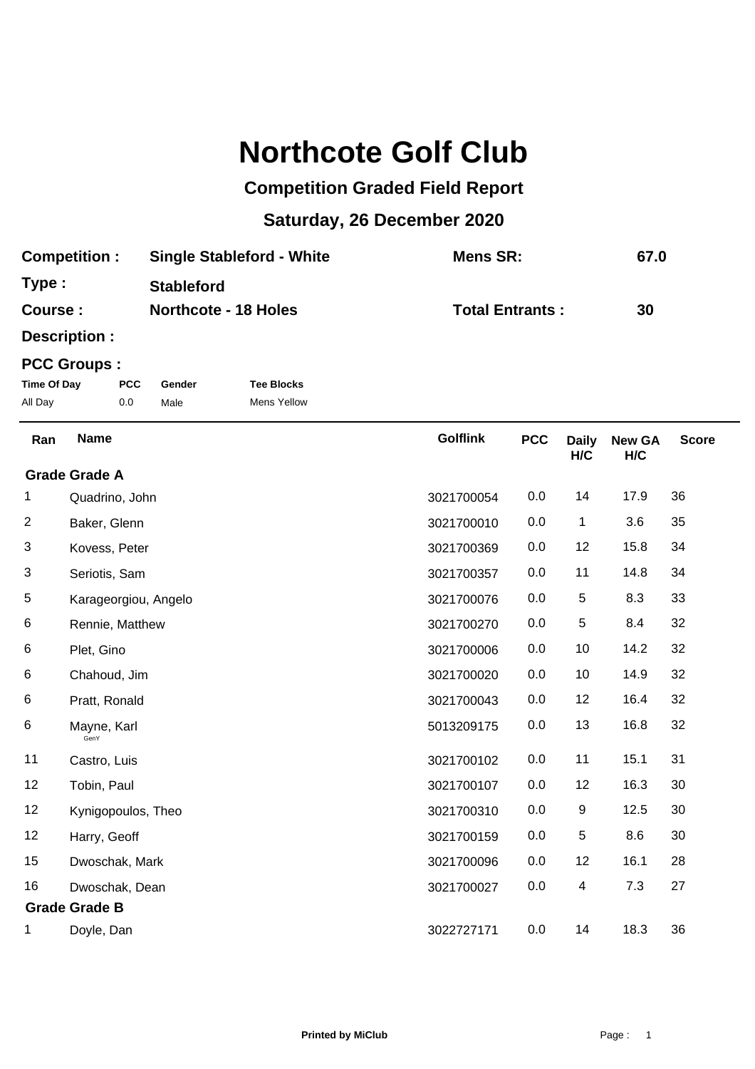# Northcote Golf Club

## Competition Graded Field Report

## Saturday, 26 December 2020

| | | | |
|---|---|---|---|
| **Competition :** | **Single Stableford - White** | **Mens SR:** | **67.0** |
| **Type :** | **Stableford** | | |
| **Course :** | **Northcote - 18 Holes** | **Total Entrants :** | **30** |
| **Description :** | | | |

**PCC Groups :**

| Time Of Day | PCC | Gender | Tee Blocks |
|---|---|---|---|
| All Day | 0.0 | Male | Mens Yellow |

| Ran | Name | Golflink | PCC | Daily H/C | New GA H/C | Score |
|---|---|---|---|---|---|---|
| **Grade Grade A** | | | | | | |
| 1 | Quadrino, John | 3021700054 | 0.0 | 14 | 17.9 | 36 |
| 2 | Baker, Glenn | 3021700010 | 0.0 | 1 | 3.6 | 35 |
| 3 | Kovess, Peter | 3021700369 | 0.0 | 12 | 15.8 | 34 |
| 3 | Seriotis, Sam | 3021700357 | 0.0 | 11 | 14.8 | 34 |
| 5 | Karageorgiou, Angelo | 3021700076 | 0.0 | 5 | 8.3 | 33 |
| 6 | Rennie, Matthew | 3021700270 | 0.0 | 5 | 8.4 | 32 |
| 6 | Plet, Gino | 3021700006 | 0.0 | 10 | 14.2 | 32 |
| 6 | Chahoud, Jim | 3021700020 | 0.0 | 10 | 14.9 | 32 |
| 6 | Pratt, Ronald | 3021700043 | 0.0 | 12 | 16.4 | 32 |
| 6 | Mayne, Karl GenY | 5013209175 | 0.0 | 13 | 16.8 | 32 |
| 11 | Castro, Luis | 3021700102 | 0.0 | 11 | 15.1 | 31 |
| 12 | Tobin, Paul | 3021700107 | 0.0 | 12 | 16.3 | 30 |
| 12 | Kynigopoulos, Theo | 3021700310 | 0.0 | 9 | 12.5 | 30 |
| 12 | Harry, Geoff | 3021700159 | 0.0 | 5 | 8.6 | 30 |
| 15 | Dwoschak, Mark | 3021700096 | 0.0 | 12 | 16.1 | 28 |
| 16 | Dwoschak, Dean | 3021700027 | 0.0 | 4 | 7.3 | 27 |
| **Grade Grade B** | | | | | | |
| 1 | Doyle, Dan | 3022727171 | 0.0 | 14 | 18.3 | 36 |

Printed by MiClub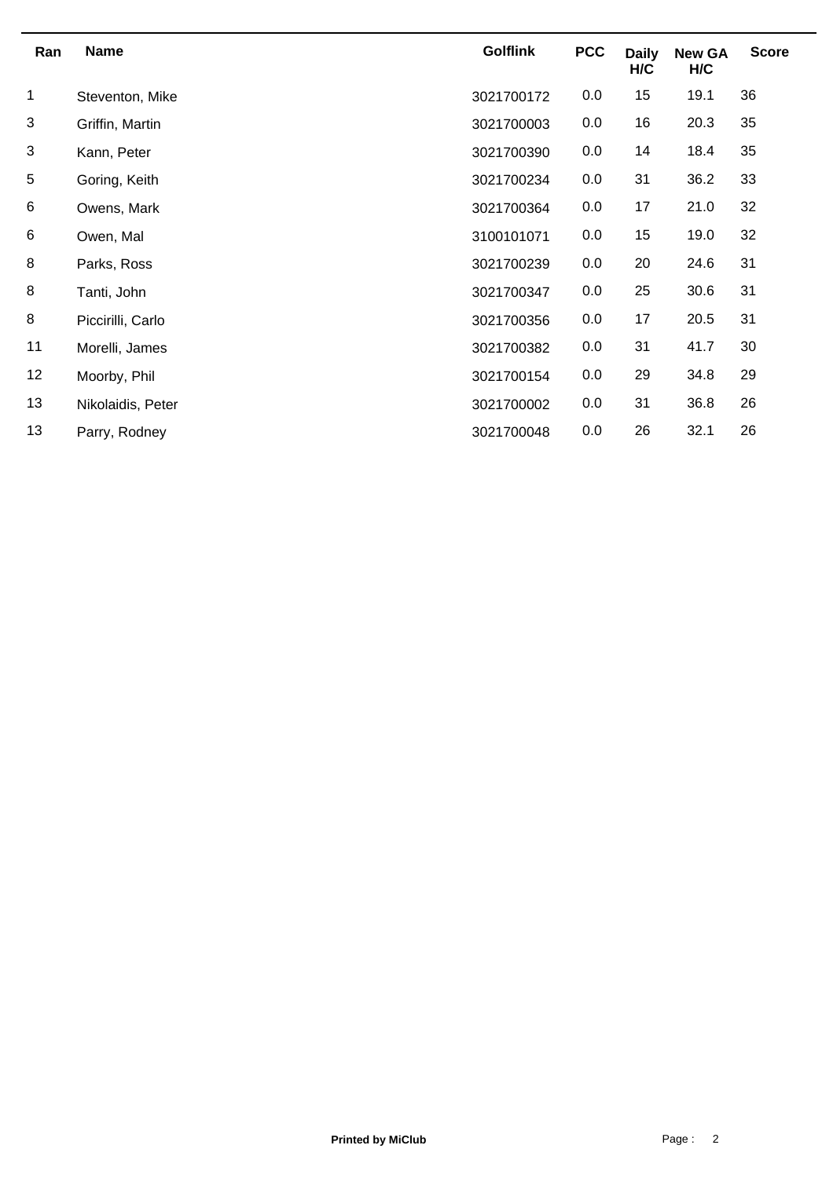| Ran | Name | Golflink | PCC | Daily H/C | New GA H/C | Score |
|---|---|---|---|---|---|---|
| 1 | Steventon, Mike | 3021700172 | 0.0 | 15 | 19.1 | 36 |
| 3 | Griffin, Martin | 3021700003 | 0.0 | 16 | 20.3 | 35 |
| 3 | Kann, Peter | 3021700390 | 0.0 | 14 | 18.4 | 35 |
| 5 | Goring, Keith | 3021700234 | 0.0 | 31 | 36.2 | 33 |
| 6 | Owens, Mark | 3021700364 | 0.0 | 17 | 21.0 | 32 |
| 6 | Owen, Mal | 3100101071 | 0.0 | 15 | 19.0 | 32 |
| 8 | Parks, Ross | 3021700239 | 0.0 | 20 | 24.6 | 31 |
| 8 | Tanti, John | 3021700347 | 0.0 | 25 | 30.6 | 31 |
| 8 | Piccirilli, Carlo | 3021700356 | 0.0 | 17 | 20.5 | 31 |
| 11 | Morelli, James | 3021700382 | 0.0 | 31 | 41.7 | 30 |
| 12 | Moorby, Phil | 3021700154 | 0.0 | 29 | 34.8 | 29 |
| 13 | Nikolaidis, Peter | 3021700002 | 0.0 | 31 | 36.8 | 26 |
| 13 | Parry, Rodney | 3021700048 | 0.0 | 26 | 32.1 | 26 |

**Printed by MiClub**